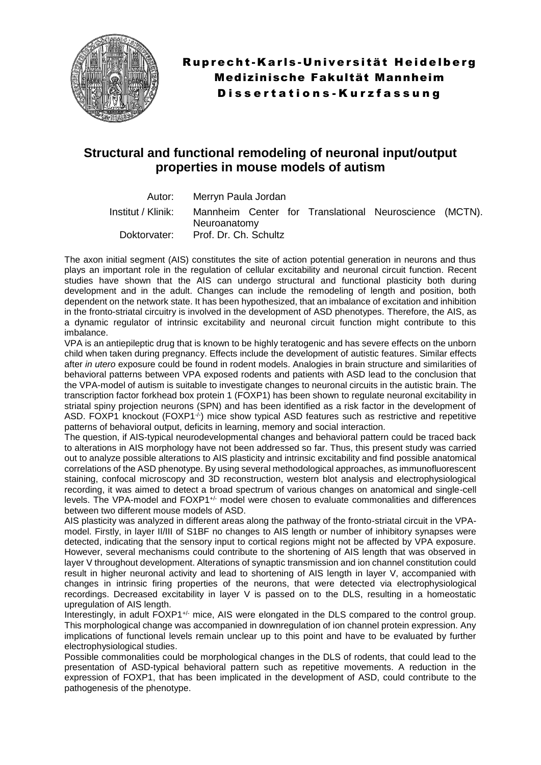**Ruprecht-Karls-Universität Heidelberg**
**Medizinische Fakultät Mannheim**
**Dissertations-Kurzfassung**

# Structural and functional remodeling of neuronal input/output properties in mouse models of autism

Autor: Merryn Paula Jordan
Institut / Klinik: Mannheim Center for Translational Neuroscience (MCTN). Neuroanatomy
Doktorvater: Prof. Dr. Ch. Schultz

The axon initial segment (AIS) constitutes the site of action potential generation in neurons and thus plays an important role in the regulation of cellular excitability and neuronal circuit function. Recent studies have shown that the AIS can undergo structural and functional plasticity both during development and in the adult. Changes can include the remodeling of length and position, both dependent on the network state. It has been hypothesized, that an imbalance of excitation and inhibition in the fronto-striatal circuitry is involved in the development of ASD phenotypes. Therefore, the AIS, as a dynamic regulator of intrinsic excitability and neuronal circuit function might contribute to this imbalance.

VPA is an antiepileptic drug that is known to be highly teratogenic and has severe effects on the unborn child when taken during pregnancy. Effects include the development of autistic features. Similar effects after *in utero* exposure could be found in rodent models. Analogies in brain structure and similarities of behavioral patterns between VPA exposed rodents and patients with ASD lead to the conclusion that the VPA-model of autism is suitable to investigate changes to neuronal circuits in the autistic brain. The transcription factor forkhead box protein 1 (FOXP1) has been shown to regulate neuronal excitability in striatal spiny projection neurons (SPN) and has been identified as a risk factor in the development of ASD. FOXP1 knockout ($FOXP1^{-/-}$) mice show typical ASD features such as restrictive and repetitive patterns of behavioral output, deficits in learning, memory and social interaction.

The question, if AIS-typical neurodevelopmental changes and behavioral pattern could be traced back to alterations in AIS morphology have not been addressed so far. Thus, this present study was carried out to analyze possible alterations to AIS plasticity and intrinsic excitability and find possible anatomical correlations of the ASD phenotype. By using several methodological approaches, as immunofluorescent staining, confocal microscopy and 3D reconstruction, western blot analysis and electrophysiological recording, it was aimed to detect a broad spectrum of various changes on anatomical and single-cell levels. The VPA-model and $FOXP1^{+/-}$ model were chosen to evaluate commonalities and differences between two different mouse models of ASD.

AIS plasticity was analyzed in different areas along the pathway of the fronto-striatal circuit in the VPA-model. Firstly, in layer II/III of S1BF no changes to AIS length or number of inhibitory synapses were detected, indicating that the sensory input to cortical regions might not be affected by VPA exposure. However, several mechanisms could contribute to the shortening of AIS length that was observed in layer V throughout development. Alterations of synaptic transmission and ion channel constitution could result in higher neuronal activity and lead to shortening of AIS length in layer V, accompanied with changes in intrinsic firing properties of the neurons, that were detected via electrophysiological recordings. Decreased excitability in layer V is passed on to the DLS, resulting in a homeostatic upregulation of AIS length.

Interestingly, in adult $FOXP1^{+/-}$ mice, AIS were elongated in the DLS compared to the control group. This morphological change was accompanied in downregulation of ion channel protein expression. Any implications of functional levels remain unclear up to this point and have to be evaluated by further electrophysiological studies.

Possible commonalities could be morphological changes in the DLS of rodents, that could lead to the presentation of ASD-typical behavioral pattern such as repetitive movements. A reduction in the expression of FOXP1, that has been implicated in the development of ASD, could contribute to the pathogenesis of the phenotype.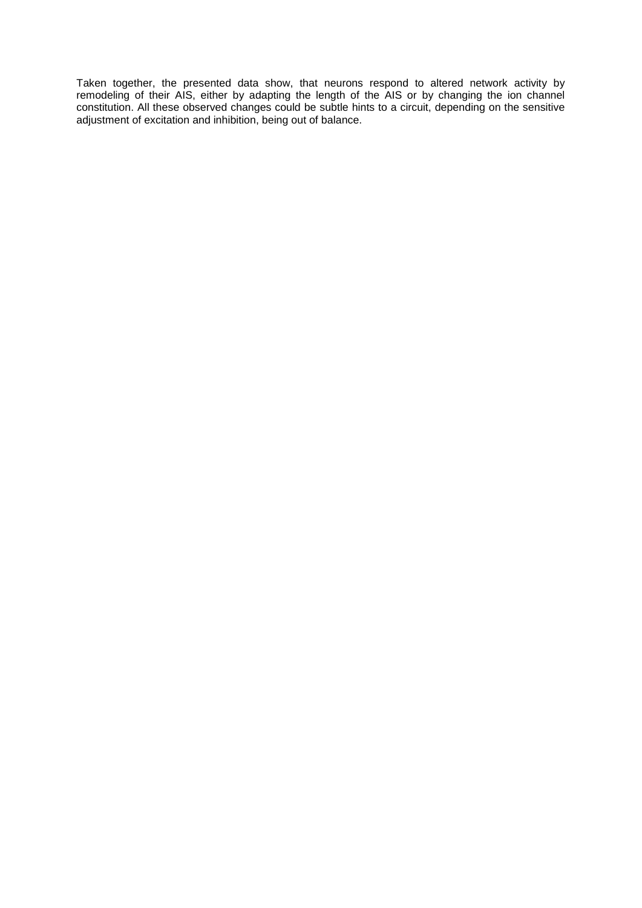Taken together, the presented data show, that neurons respond to altered network activity by remodeling of their AIS, either by adapting the length of the AIS or by changing the ion channel constitution. All these observed changes could be subtle hints to a circuit, depending on the sensitive adjustment of excitation and inhibition, being out of balance.